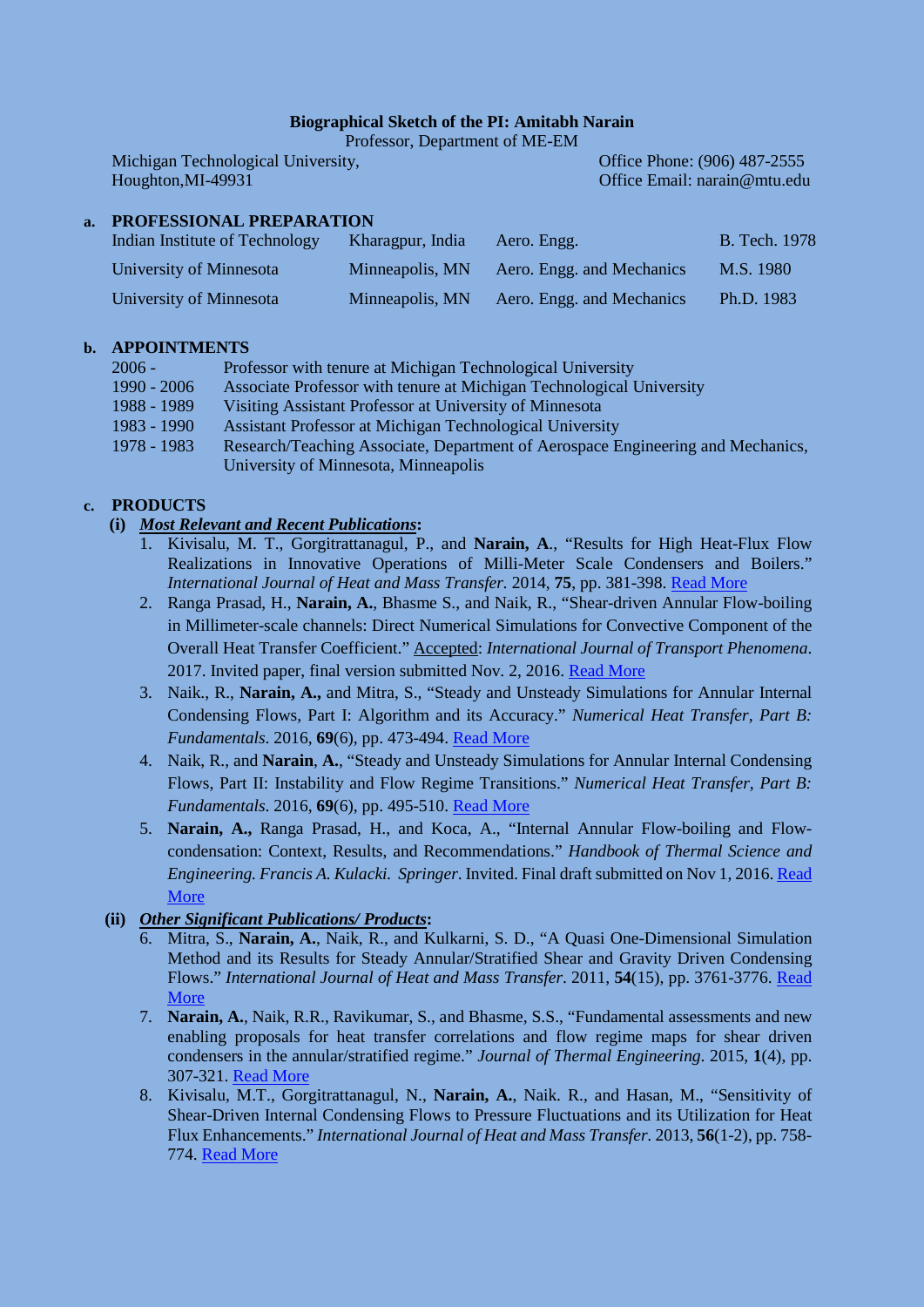**Biographical Sketch of the PI: Amitabh Narain**

Professor, Department of ME-EM

Michigan Technological University,
Houghton,MI-49931

Office Phone: (906) 487-2555
Office Email: narain@mtu.edu

## a. PROFESSIONAL PREPARATION

| | | | |
|---|---|---|---|
| Indian Institute of Technology | Kharagpur, India | Aero. Engg. | B. Tech. 1978 |
| University of Minnesota | Minneapolis, MN | Aero. Engg. and Mechanics | M.S. 1980 |
| University of Minnesota | Minneapolis, MN | Aero. Engg. and Mechanics | Ph.D. 1983 |

## b. APPOINTMENTS

| | |
|---|---|
| 2006 - | Professor with tenure at Michigan Technological University |
| 1990 - 2006 | Associate Professor with tenure at Michigan Technological University |
| 1988 - 1989 | Visiting Assistant Professor at University of Minnesota |
| 1983 - 1990 | Assistant Professor at Michigan Technological University |
| 1978 - 1983 | Research/Teaching Associate, Department of Aerospace Engineering and Mechanics, University of Minnesota, Minneapolis |

## c. PRODUCTS

**(i)** ***Most Relevant and Recent Publications*:**

1. Kivisalu, M. T., Gorgitrattanagul, P., and **Narain, A**., "Results for High Heat-Flux Flow Realizations in Innovative Operations of Milli-Meter Scale Condensers and Boilers." *International Journal of Heat and Mass Transfer*. 2014, **75**, pp. 381-398. Read More
2. Ranga Prasad, H., **Narain, A.**, Bhasme S., and Naik, R., "Shear-driven Annular Flow-boiling in Millimeter-scale channels: Direct Numerical Simulations for Convective Component of the Overall Heat Transfer Coefficient." Accepted: *International Journal of Transport Phenomena*. 2017. Invited paper, final version submitted Nov. 2, 2016. Read More
3. Naik., R., **Narain, A.,** and Mitra, S., "Steady and Unsteady Simulations for Annular Internal Condensing Flows, Part I: Algorithm and its Accuracy." *Numerical Heat Transfer, Part B: Fundamentals*. 2016, **69**(6), pp. 473-494. Read More
4. Naik, R., and **Narain**, **A.**, "Steady and Unsteady Simulations for Annular Internal Condensing Flows, Part II: Instability and Flow Regime Transitions." *Numerical Heat Transfer, Part B: Fundamentals*. 2016, **69**(6), pp. 495-510. Read More
5. **Narain, A.,** Ranga Prasad, H., and Koca, A., "Internal Annular Flow-boiling and Flow-condensation: Context, Results, and Recommendations." *Handbook of Thermal Science and Engineering. Francis A. Kulacki. Springer*. Invited. Final draft submitted on Nov 1, 2016. Read More

**(ii)** ***Other Significant Publications/ Products*:**

6. Mitra, S., **Narain, A.**, Naik, R., and Kulkarni, S. D., "A Quasi One-Dimensional Simulation Method and its Results for Steady Annular/Stratified Shear and Gravity Driven Condensing Flows." *International Journal of Heat and Mass Transfer*. 2011, **54**(15), pp. 3761-3776. Read More
7. **Narain, A.**, Naik, R.R., Ravikumar, S., and Bhasme, S.S., "Fundamental assessments and new enabling proposals for heat transfer correlations and flow regime maps for shear driven condensers in the annular/stratified regime." *Journal of Thermal Engineering*. 2015, **1**(4), pp. 307-321. Read More
8. Kivisalu, M.T., Gorgitrattanagul, N., **Narain, A.**, Naik. R., and Hasan, M., "Sensitivity of Shear-Driven Internal Condensing Flows to Pressure Fluctuations and its Utilization for Heat Flux Enhancements." *International Journal of Heat and Mass Transfer*. 2013, **56**(1-2), pp. 758-774. Read More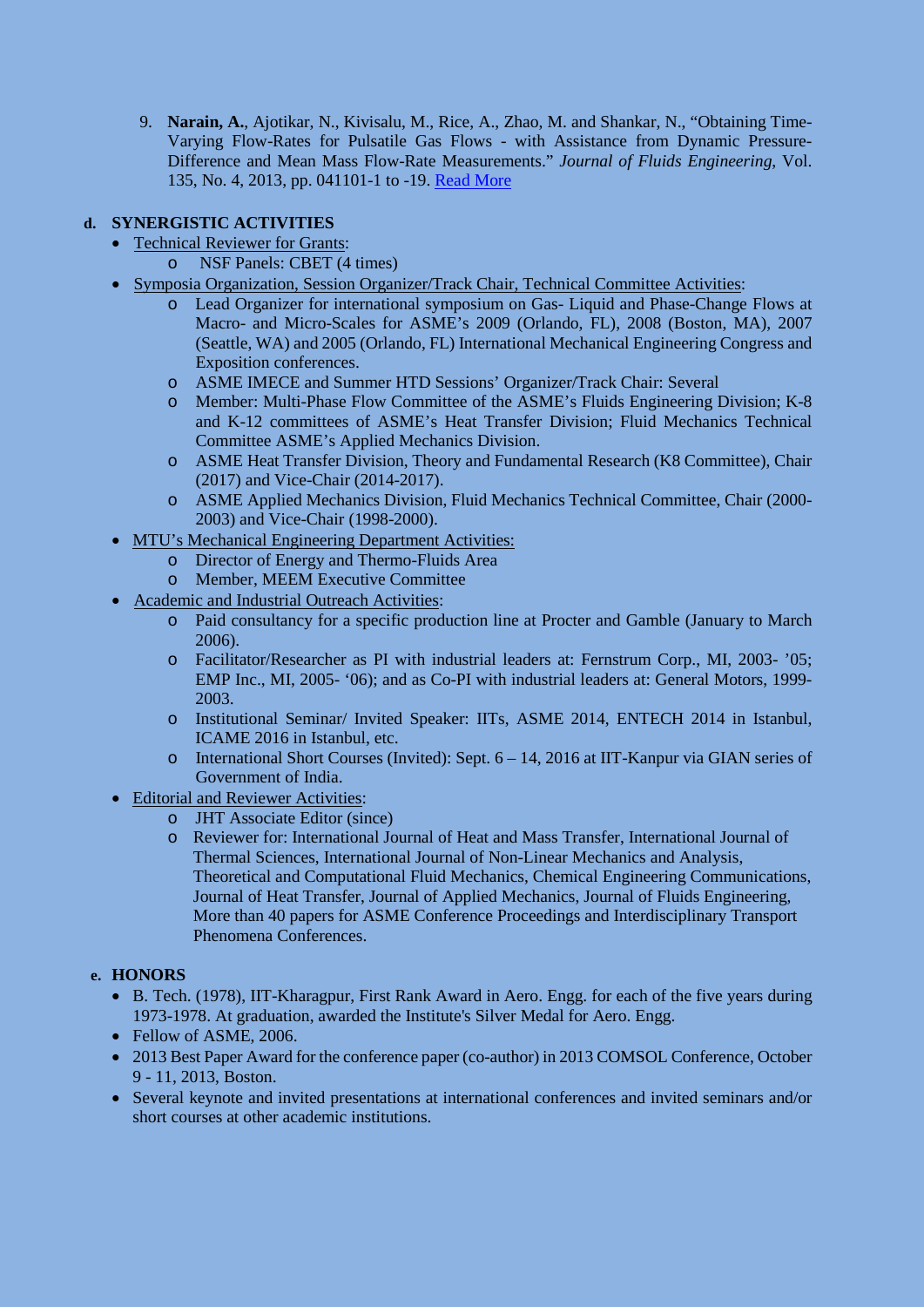9. **Narain, A.**, Ajotikar, N., Kivisalu, M., Rice, A., Zhao, M. and Shankar, N., "Obtaining Time-Varying Flow-Rates for Pulsatile Gas Flows - with Assistance from Dynamic Pressure-Difference and Mean Mass Flow-Rate Measurements." *Journal of Fluids Engineering*, Vol. 135, No. 4, 2013, pp. 041101-1 to -19. [Read More]

## d. SYNERGISTIC ACTIVITIES

- Technical Reviewer for Grants:
  - NSF Panels: CBET (4 times)
- Symposia Organization, Session Organizer/Track Chair, Technical Committee Activities:
  - Lead Organizer for international symposium on Gas- Liquid and Phase-Change Flows at Macro- and Micro-Scales for ASME's 2009 (Orlando, FL), 2008 (Boston, MA), 2007 (Seattle, WA) and 2005 (Orlando, FL) International Mechanical Engineering Congress and Exposition conferences.
  - ASME IMECE and Summer HTD Sessions' Organizer/Track Chair: Several
  - Member: Multi-Phase Flow Committee of the ASME's Fluids Engineering Division; K-8 and K-12 committees of ASME's Heat Transfer Division; Fluid Mechanics Technical Committee ASME's Applied Mechanics Division.
  - ASME Heat Transfer Division, Theory and Fundamental Research (K8 Committee), Chair (2017) and Vice-Chair (2014-2017).
  - ASME Applied Mechanics Division, Fluid Mechanics Technical Committee, Chair (2000-2003) and Vice-Chair (1998-2000).
- MTU's Mechanical Engineering Department Activities:
  - Director of Energy and Thermo-Fluids Area
  - Member, MEEM Executive Committee
- Academic and Industrial Outreach Activities:
  - Paid consultancy for a specific production line at Procter and Gamble (January to March 2006).
  - Facilitator/Researcher as PI with industrial leaders at: Fernstrum Corp., MI, 2003- '05; EMP Inc., MI, 2005- '06); and as Co-PI with industrial leaders at: General Motors, 1999-2003.
  - Institutional Seminar/ Invited Speaker: IITs, ASME 2014, ENTECH 2014 in Istanbul, ICAME 2016 in Istanbul, etc.
  - International Short Courses (Invited): Sept. 6 – 14, 2016 at IIT-Kanpur via GIAN series of Government of India.
- Editorial and Reviewer Activities:
  - JHT Associate Editor (since)
  - Reviewer for: International Journal of Heat and Mass Transfer, International Journal of Thermal Sciences, International Journal of Non-Linear Mechanics and Analysis, Theoretical and Computational Fluid Mechanics, Chemical Engineering Communications, Journal of Heat Transfer, Journal of Applied Mechanics, Journal of Fluids Engineering, More than 40 papers for ASME Conference Proceedings and Interdisciplinary Transport Phenomena Conferences.

## e. HONORS

- B. Tech. (1978), IIT-Kharagpur, First Rank Award in Aero. Engg. for each of the five years during 1973-1978. At graduation, awarded the Institute's Silver Medal for Aero. Engg.
- Fellow of ASME, 2006.
- 2013 Best Paper Award for the conference paper (co-author) in 2013 COMSOL Conference, October 9 - 11, 2013, Boston.
- Several keynote and invited presentations at international conferences and invited seminars and/or short courses at other academic institutions.